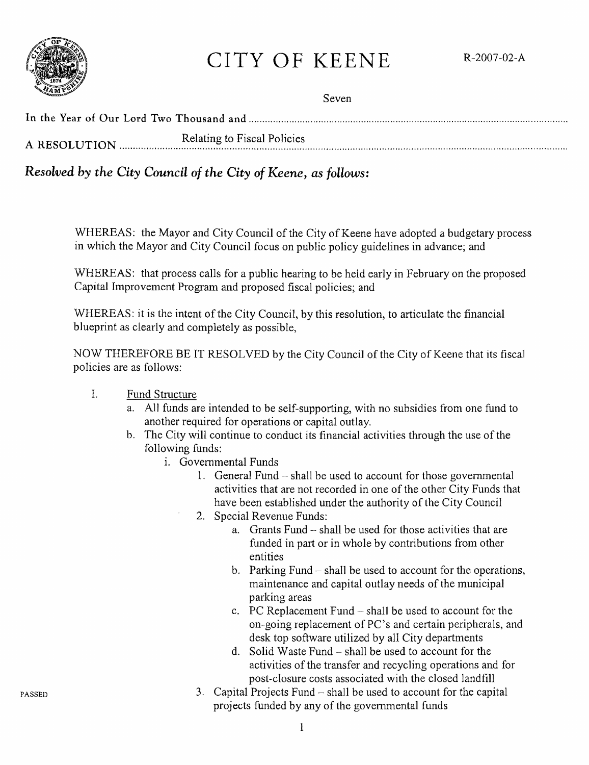# CITY OF KEENE

R-2007-02-A

In the Year of Our Lord Two Thousand and Seven

A RESOLUTION Relating to Fiscal Policies

***Resolved by the City Council of the City of Keene, as follows:***

WHEREAS: the Mayor and City Council of the City of Keene have adopted a budgetary process in which the Mayor and City Council focus on public policy guidelines in advance; and

WHEREAS: that process calls for a public hearing to be held early in February on the proposed Capital Improvement Program and proposed fiscal policies; and

WHEREAS: it is the intent of the City Council, by this resolution, to articulate the financial blueprint as clearly and completely as possible,

NOW THEREFORE BE IT RESOLVED by the City Council of the City of Keene that its fiscal policies are as follows:

I. Fund Structure
  a. All funds are intended to be self-supporting, with no subsidies from one fund to another required for operations or capital outlay.
  b. The City will continue to conduct its financial activities through the use of the following funds:
    i. Governmental Funds
      1. General Fund – shall be used to account for those governmental activities that are not recorded in one of the other City Funds that have been established under the authority of the City Council
      2. Special Revenue Funds:
        a. Grants Fund – shall be used for those activities that are funded in part or in whole by contributions from other entities
        b. Parking Fund – shall be used to account for the operations, maintenance and capital outlay needs of the municipal parking areas
        c. PC Replacement Fund – shall be used to account for the on-going replacement of PC's and certain peripherals, and desk top software utilized by all City departments
        d. Solid Waste Fund – shall be used to account for the activities of the transfer and recycling operations and for post-closure costs associated with the closed landfill
      3. Capital Projects Fund – shall be used to account for the capital projects funded by any of the governmental funds

PASSED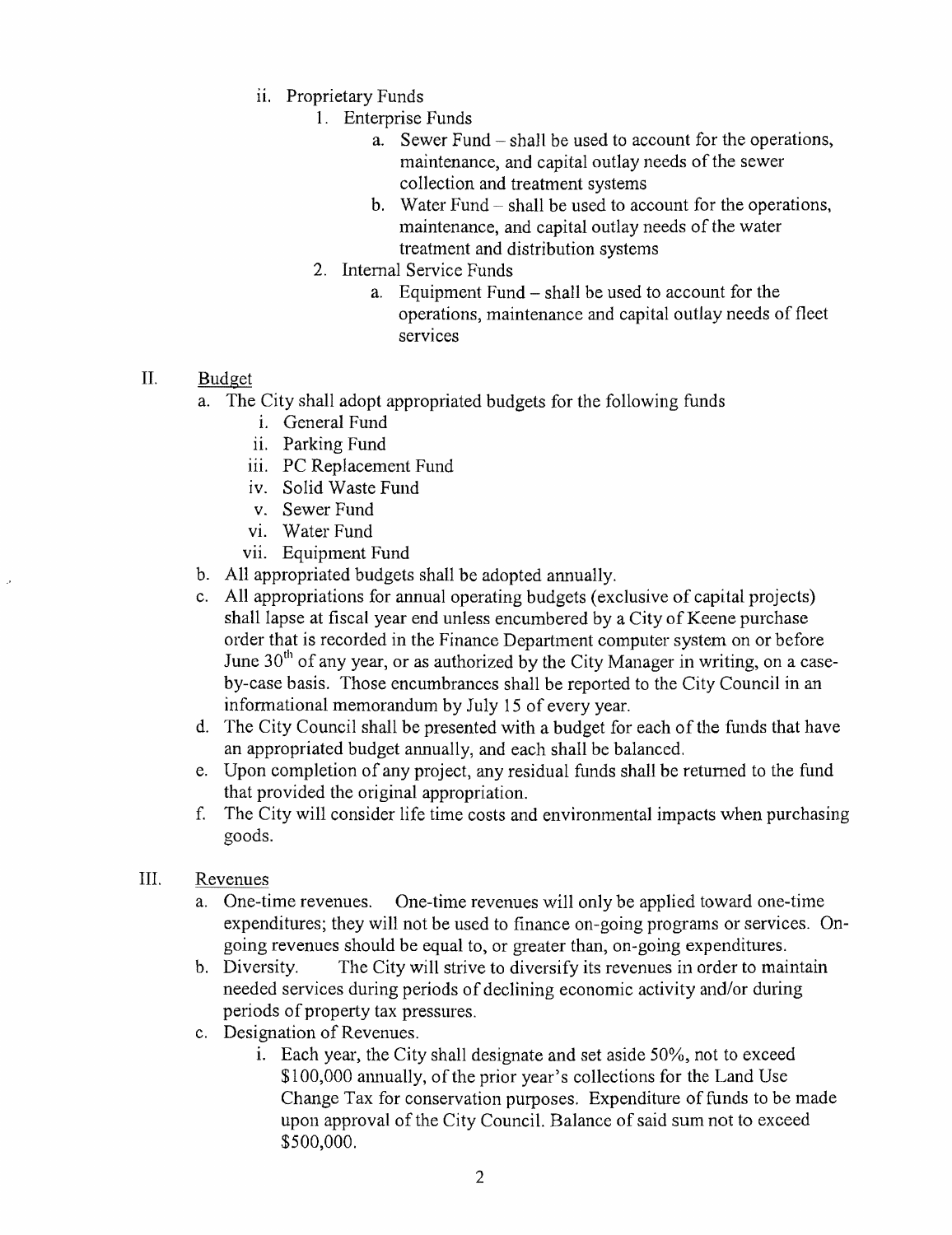ii. Proprietary Funds
   1. Enterprise Funds
      a. Sewer Fund – shall be used to account for the operations, maintenance, and capital outlay needs of the sewer collection and treatment systems
      b. Water Fund – shall be used to account for the operations, maintenance, and capital outlay needs of the water treatment and distribution systems
   2. Internal Service Funds
      a. Equipment Fund – shall be used to account for the operations, maintenance and capital outlay needs of fleet services

## II. Budget

a. The City shall adopt appropriated budgets for the following funds
   i. General Fund
   ii. Parking Fund
   iii. PC Replacement Fund
   iv. Solid Waste Fund
   v. Sewer Fund
   vi. Water Fund
   vii. Equipment Fund

b. All appropriated budgets shall be adopted annually.

c. All appropriations for annual operating budgets (exclusive of capital projects) shall lapse at fiscal year end unless encumbered by a City of Keene purchase order that is recorded in the Finance Department computer system on or before June 30th of any year, or as authorized by the City Manager in writing, on a case-by-case basis. Those encumbrances shall be reported to the City Council in an informational memorandum by July 15 of every year.

d. The City Council shall be presented with a budget for each of the funds that have an appropriated budget annually, and each shall be balanced.

e. Upon completion of any project, any residual funds shall be returned to the fund that provided the original appropriation.

f. The City will consider life time costs and environmental impacts when purchasing goods.

## III. Revenues

a. One-time revenues. One-time revenues will only be applied toward one-time expenditures; they will not be used to finance on-going programs or services. On-going revenues should be equal to, or greater than, on-going expenditures.

b. Diversity. The City will strive to diversify its revenues in order to maintain needed services during periods of declining economic activity and/or during periods of property tax pressures.

c. Designation of Revenues.
   i. Each year, the City shall designate and set aside 50%, not to exceed $100,000 annually, of the prior year's collections for the Land Use Change Tax for conservation purposes. Expenditure of funds to be made upon approval of the City Council. Balance of said sum not to exceed $500,000.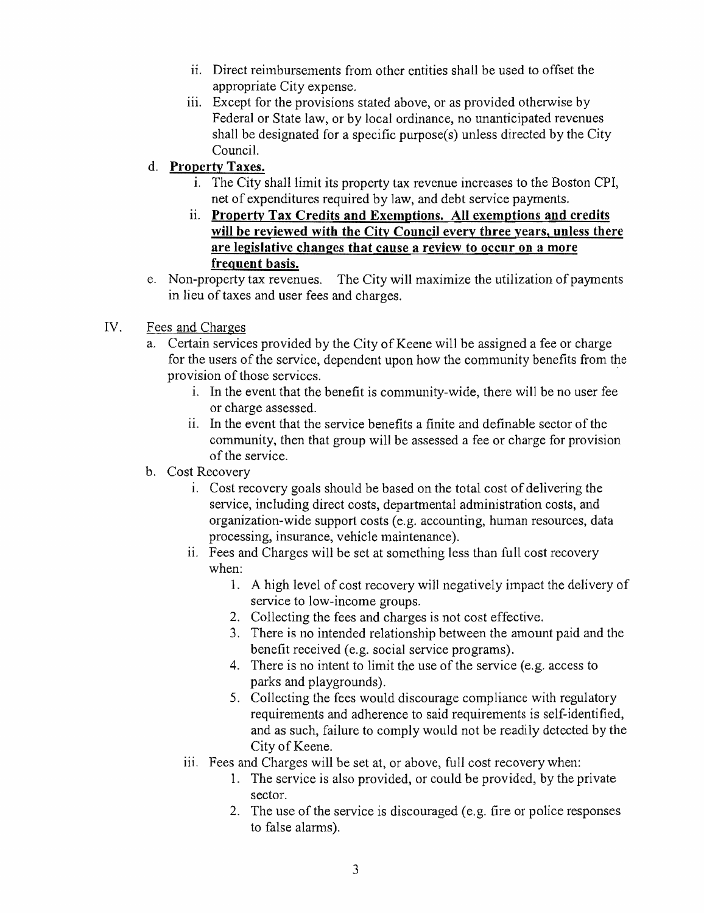- ii. Direct reimbursements from other entities shall be used to offset the appropriate City expense.
   - iii. Except for the provisions stated above, or as provided otherwise by Federal or State law, or by local ordinance, no unanticipated revenues shall be designated for a specific purpose(s) unless directed by the City Council.

d. **Property Taxes.**
   - i. The City shall limit its property tax revenue increases to the Boston CPI, net of expenditures required by law, and debt service payments.
   - ii. **Property Tax Credits and Exemptions. All exemptions and credits will be reviewed with the City Council every three years, unless there are legislative changes that cause a review to occur on a more frequent basis.**

e. Non-property tax revenues. The City will maximize the utilization of payments in lieu of taxes and user fees and charges.

IV. Fees and Charges

a. Certain services provided by the City of Keene will be assigned a fee or charge for the users of the service, dependent upon how the community benefits from the provision of those services.
   - i. In the event that the benefit is community-wide, there will be no user fee or charge assessed.
   - ii. In the event that the service benefits a finite and definable sector of the community, then that group will be assessed a fee or charge for provision of the service.

b. Cost Recovery
   - i. Cost recovery goals should be based on the total cost of delivering the service, including direct costs, departmental administration costs, and organization-wide support costs (e.g. accounting, human resources, data processing, insurance, vehicle maintenance).
   - ii. Fees and Charges will be set at something less than full cost recovery when:
     1. A high level of cost recovery will negatively impact the delivery of service to low-income groups.
     2. Collecting the fees and charges is not cost effective.
     3. There is no intended relationship between the amount paid and the benefit received (e.g. social service programs).
     4. There is no intent to limit the use of the service (e.g. access to parks and playgrounds).
     5. Collecting the fees would discourage compliance with regulatory requirements and adherence to said requirements is self-identified, and as such, failure to comply would not be readily detected by the City of Keene.
   - iii. Fees and Charges will be set at, or above, full cost recovery when:
     1. The service is also provided, or could be provided, by the private sector.
     2. The use of the service is discouraged (e.g. fire or police responses to false alarms).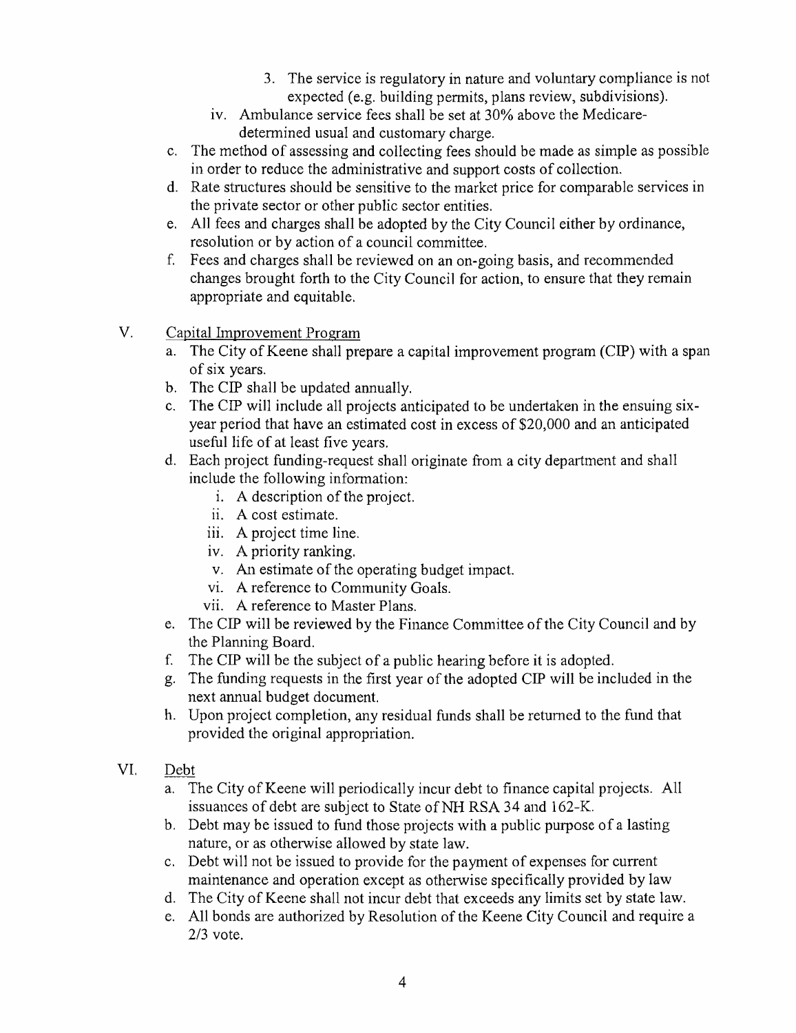3. The service is regulatory in nature and voluntary compliance is not expected (e.g. building permits, plans review, subdivisions).

iv. Ambulance service fees shall be set at 30% above the Medicare-determined usual and customary charge.

c. The method of assessing and collecting fees should be made as simple as possible in order to reduce the administrative and support costs of collection.

d. Rate structures should be sensitive to the market price for comparable services in the private sector or other public sector entities.

e. All fees and charges shall be adopted by the City Council either by ordinance, resolution or by action of a council committee.

f. Fees and charges shall be reviewed on an on-going basis, and recommended changes brought forth to the City Council for action, to ensure that they remain appropriate and equitable.

V. Capital Improvement Program

a. The City of Keene shall prepare a capital improvement program (CIP) with a span of six years.

b. The CIP shall be updated annually.

c. The CIP will include all projects anticipated to be undertaken in the ensuing six-year period that have an estimated cost in excess of $20,000 and an anticipated useful life of at least five years.

d. Each project funding-request shall originate from a city department and shall include the following information:

i. A description of the project.

ii. A cost estimate.

iii. A project time line.

iv. A priority ranking.

v. An estimate of the operating budget impact.

vi. A reference to Community Goals.

vii. A reference to Master Plans.

e. The CIP will be reviewed by the Finance Committee of the City Council and by the Planning Board.

f. The CIP will be the subject of a public hearing before it is adopted.

g. The funding requests in the first year of the adopted CIP will be included in the next annual budget document.

h. Upon project completion, any residual funds shall be returned to the fund that provided the original appropriation.

VI. Debt

a. The City of Keene will periodically incur debt to finance capital projects. All issuances of debt are subject to State of NH RSA 34 and 162-K.

b. Debt may be issued to fund those projects with a public purpose of a lasting nature, or as otherwise allowed by state law.

c. Debt will not be issued to provide for the payment of expenses for current maintenance and operation except as otherwise specifically provided by law

d. The City of Keene shall not incur debt that exceeds any limits set by state law.

e. All bonds are authorized by Resolution of the Keene City Council and require a 2/3 vote.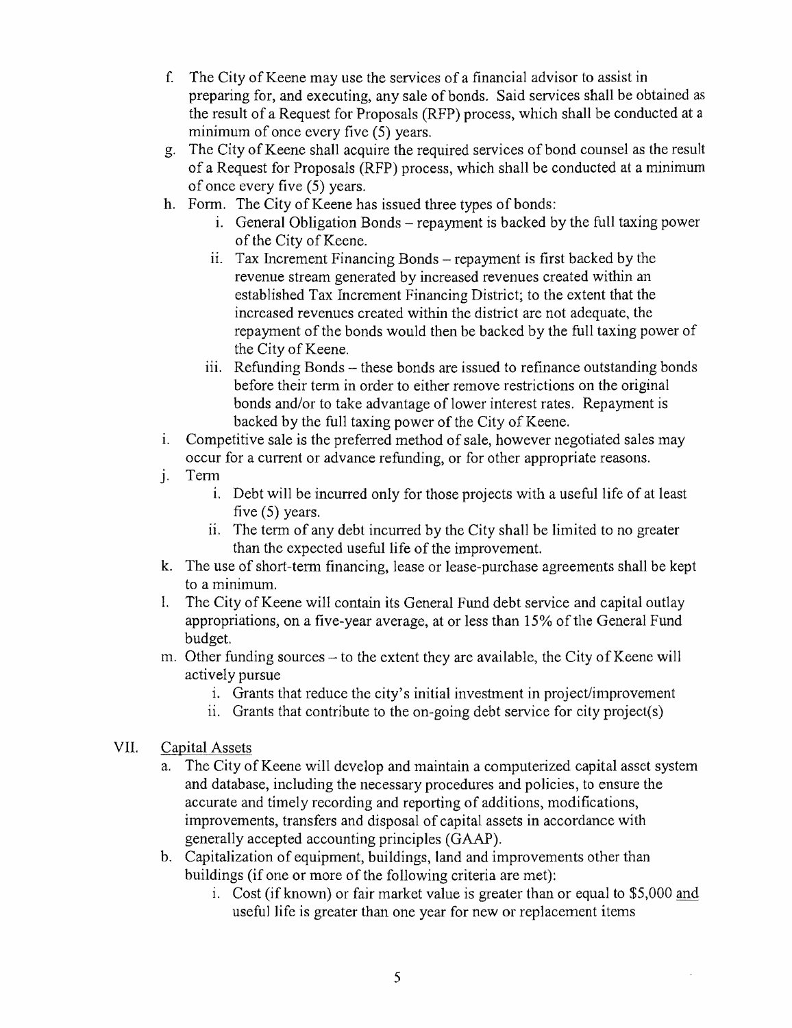f. The City of Keene may use the services of a financial advisor to assist in preparing for, and executing, any sale of bonds. Said services shall be obtained as the result of a Request for Proposals (RFP) process, which shall be conducted at a minimum of once every five (5) years.

g. The City of Keene shall acquire the required services of bond counsel as the result of a Request for Proposals (RFP) process, which shall be conducted at a minimum of once every five (5) years.

h. Form. The City of Keene has issued three types of bonds:

    i. General Obligation Bonds – repayment is backed by the full taxing power of the City of Keene.

    ii. Tax Increment Financing Bonds – repayment is first backed by the revenue stream generated by increased revenues created within an established Tax Increment Financing District; to the extent that the increased revenues created within the district are not adequate, the repayment of the bonds would then be backed by the full taxing power of the City of Keene.

    iii. Refunding Bonds – these bonds are issued to refinance outstanding bonds before their term in order to either remove restrictions on the original bonds and/or to take advantage of lower interest rates. Repayment is backed by the full taxing power of the City of Keene.

i. Competitive sale is the preferred method of sale, however negotiated sales may occur for a current or advance refunding, or for other appropriate reasons.

j. Term

    i. Debt will be incurred only for those projects with a useful life of at least five (5) years.

    ii. The term of any debt incurred by the City shall be limited to no greater than the expected useful life of the improvement.

k. The use of short-term financing, lease or lease-purchase agreements shall be kept to a minimum.

l. The City of Keene will contain its General Fund debt service and capital outlay appropriations, on a five-year average, at or less than 15% of the General Fund budget.

m. Other funding sources – to the extent they are available, the City of Keene will actively pursue

    i. Grants that reduce the city's initial investment in project/improvement

    ii. Grants that contribute to the on-going debt service for city project(s)

VII. Capital Assets

a. The City of Keene will develop and maintain a computerized capital asset system and database, including the necessary procedures and policies, to ensure the accurate and timely recording and reporting of additions, modifications, improvements, transfers and disposal of capital assets in accordance with generally accepted accounting principles (GAAP).

b. Capitalization of equipment, buildings, land and improvements other than buildings (if one or more of the following criteria are met):

    i. Cost (if known) or fair market value is greater than or equal to $5,000 and useful life is greater than one year for new or replacement items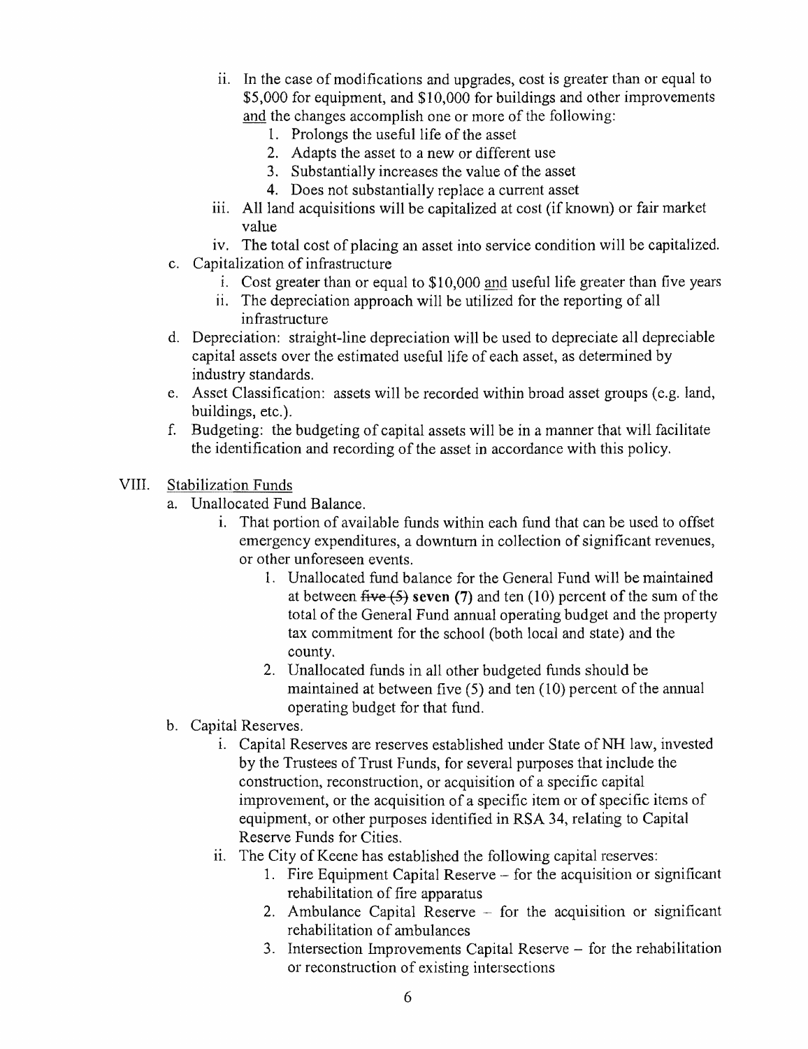ii. In the case of modifications and upgrades, cost is greater than or equal to $5,000 for equipment, and $10,000 for buildings and other improvements <u>and</u> the changes accomplish one or more of the following:
   1. Prolongs the useful life of the asset
   2. Adapts the asset to a new or different use
   3. Substantially increases the value of the asset
   4. Does not substantially replace a current asset

iii. All land acquisitions will be capitalized at cost (if known) or fair market value

iv. The total cost of placing an asset into service condition will be capitalized.

c. Capitalization of infrastructure
   i. Cost greater than or equal to $10,000 <u>and</u> useful life greater than five years
   ii. The depreciation approach will be utilized for the reporting of all infrastructure

d. Depreciation: straight-line depreciation will be used to depreciate all depreciable capital assets over the estimated useful life of each asset, as determined by industry standards.

e. Asset Classification: assets will be recorded within broad asset groups (e.g. land, buildings, etc.).

f. Budgeting: the budgeting of capital assets will be in a manner that will facilitate the identification and recording of the asset in accordance with this policy.

## VIII. <u>Stabilization Funds</u>

a. Unallocated Fund Balance.
   i. That portion of available funds within each fund that can be used to offset emergency expenditures, a downturn in collection of significant revenues, or other unforeseen events.
      1. Unallocated fund balance for the General Fund will be maintained at between ~~five (5)~~ **seven (7)** and ten (10) percent of the sum of the total of the General Fund annual operating budget and the property tax commitment for the school (both local and state) and the county.
      2. Unallocated funds in all other budgeted funds should be maintained at between five (5) and ten (10) percent of the annual operating budget for that fund.

b. Capital Reserves.
   i. Capital Reserves are reserves established under State of NH law, invested by the Trustees of Trust Funds, for several purposes that include the construction, reconstruction, or acquisition of a specific capital improvement, or the acquisition of a specific item or of specific items of equipment, or other purposes identified in RSA 34, relating to Capital Reserve Funds for Cities.
   ii. The City of Keene has established the following capital reserves:
      1. Fire Equipment Capital Reserve – for the acquisition or significant rehabilitation of fire apparatus
      2. Ambulance Capital Reserve – for the acquisition or significant rehabilitation of ambulances
      3. Intersection Improvements Capital Reserve – for the rehabilitation or reconstruction of existing intersections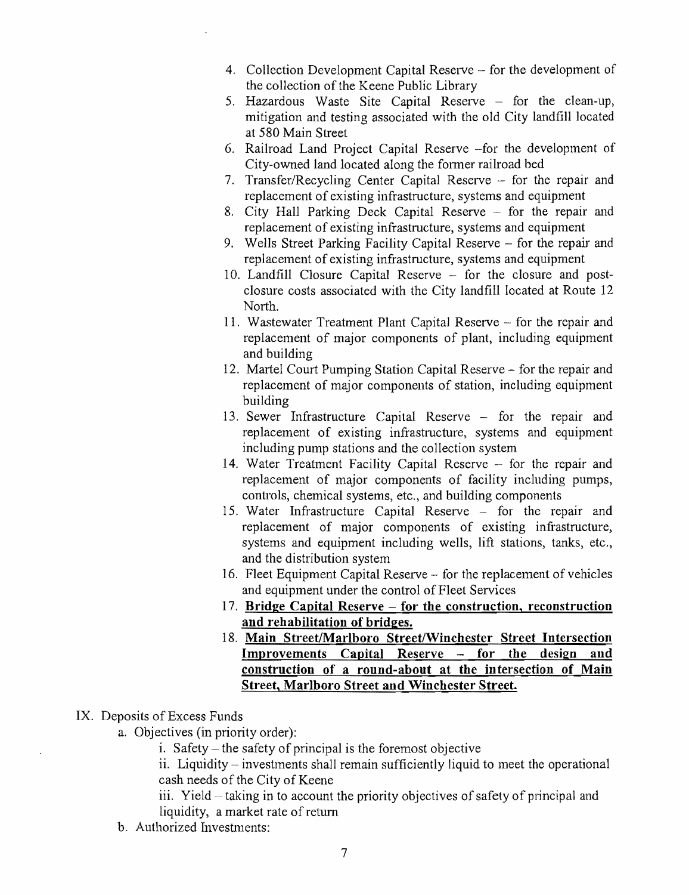4. Collection Development Capital Reserve – for the development of the collection of the Keene Public Library
5. Hazardous Waste Site Capital Reserve – for the clean-up, mitigation and testing associated with the old City landfill located at 580 Main Street
6. Railroad Land Project Capital Reserve –for the development of City-owned land located along the former railroad bed
7. Transfer/Recycling Center Capital Reserve – for the repair and replacement of existing infrastructure, systems and equipment
8. City Hall Parking Deck Capital Reserve – for the repair and replacement of existing infrastructure, systems and equipment
9. Wells Street Parking Facility Capital Reserve – for the repair and replacement of existing infrastructure, systems and equipment
10. Landfill Closure Capital Reserve – for the closure and post-closure costs associated with the City landfill located at Route 12 North.
11. Wastewater Treatment Plant Capital Reserve – for the repair and replacement of major components of plant, including equipment and building
12. Martel Court Pumping Station Capital Reserve – for the repair and replacement of major components of station, including equipment building
13. Sewer Infrastructure Capital Reserve – for the repair and replacement of existing infrastructure, systems and equipment including pump stations and the collection system
14. Water Treatment Facility Capital Reserve – for the repair and replacement of major components of facility including pumps, controls, chemical systems, etc., and building components
15. Water Infrastructure Capital Reserve – for the repair and replacement of major components of existing infrastructure, systems and equipment including wells, lift stations, tanks, etc., and the distribution system
16. Fleet Equipment Capital Reserve – for the replacement of vehicles and equipment under the control of Fleet Services
17. **Bridge Capital Reserve – for the construction, reconstruction and rehabilitation of bridges.**
18. **Main Street/Marlboro Street/Winchester Street Intersection Improvements Capital Reserve – for the design and construction of a round-about at the intersection of Main Street, Marlboro Street and Winchester Street.**

IX. Deposits of Excess Funds

a. Objectives (in priority order):

i. Safety – the safety of principal is the foremost objective

ii. Liquidity – investments shall remain sufficiently liquid to meet the operational cash needs of the City of Keene

iii. Yield – taking in to account the priority objectives of safety of principal and liquidity, a market rate of return

b. Authorized Investments: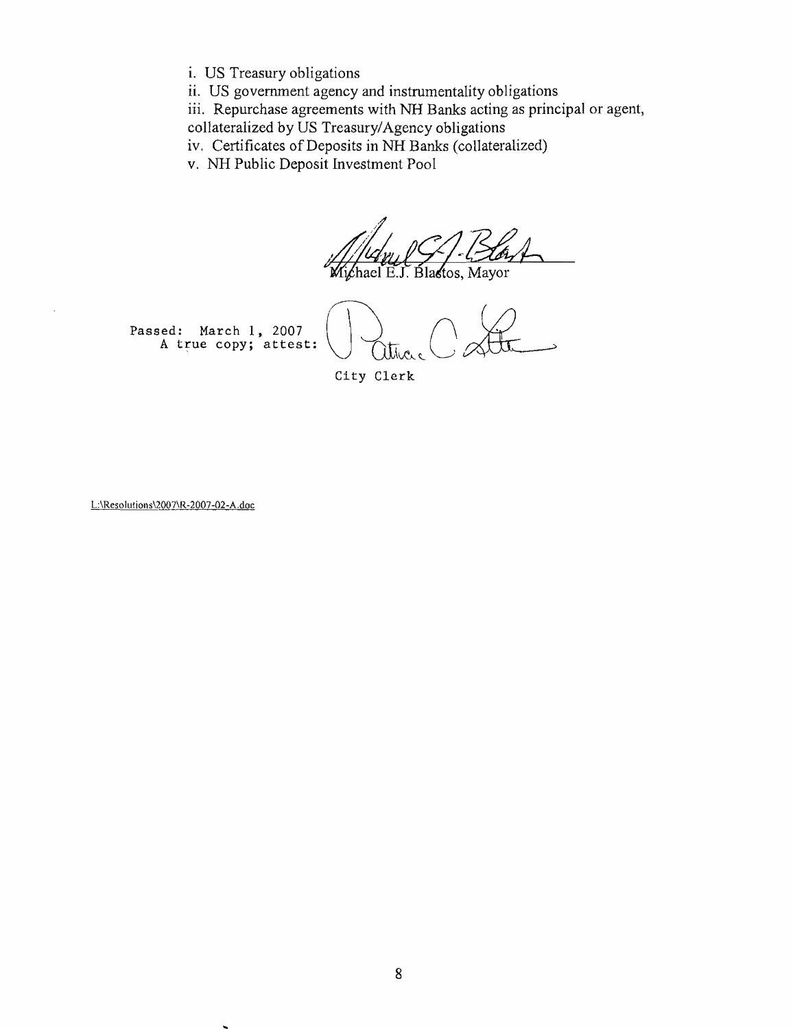i. US Treasury obligations

ii. US government agency and instrumentality obligations

iii. Repurchase agreements with NH Banks acting as principal or agent, collateralized by US Treasury/Agency obligations

iv. Certificates of Deposits in NH Banks (collateralized)

v. NH Public Deposit Investment Pool

Michael E.J. Blastos, Mayor

Passed: March 1, 2007
A true copy; attest:

City Clerk

L:\Resolutions\2007\R-2007-02-A.doc